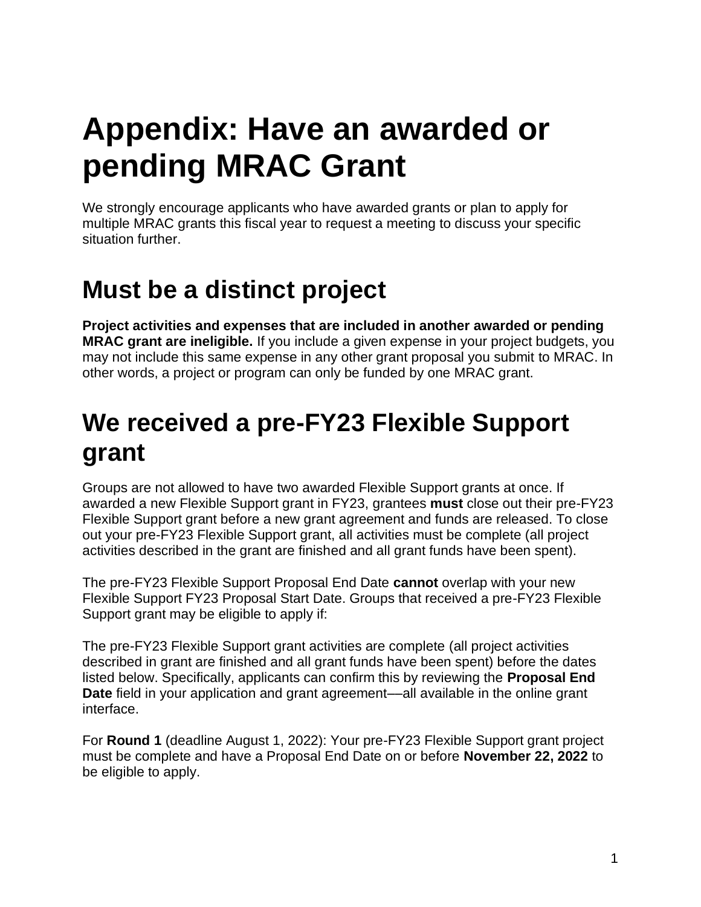# Appendix: Have an awarded or pending MRAC Grant

We strongly encourage applicants who have awarded grants or plan to apply for multiple MRAC grants this fiscal year to request a meeting to discuss your specific situation further.

## Must be a distinct project

**Project activities and expenses that are included in another awarded or pending MRAC grant are ineligible.** If you include a given expense in your project budgets, you may not include this same expense in any other grant proposal you submit to MRAC. In other words, a project or program can only be funded by one MRAC grant.

## We received a pre-FY23 Flexible Support grant

Groups are not allowed to have two awarded Flexible Support grants at once. If awarded a new Flexible Support grant in FY23, grantees **must** close out their pre-FY23 Flexible Support grant before a new grant agreement and funds are released. To close out your pre-FY23 Flexible Support grant, all activities must be complete (all project activities described in the grant are finished and all grant funds have been spent).

The pre-FY23 Flexible Support Proposal End Date **cannot** overlap with your new Flexible Support FY23 Proposal Start Date. Groups that received a pre-FY23 Flexible Support grant may be eligible to apply if:

The pre-FY23 Flexible Support grant activities are complete (all project activities described in grant are finished and all grant funds have been spent) before the dates listed below. Specifically, applicants can confirm this by reviewing the **Proposal End Date** field in your application and grant agreement—all available in the online grant interface.

For **Round 1** (deadline August 1, 2022): Your pre-FY23 Flexible Support grant project must be complete and have a Proposal End Date on or before **November 22, 2022** to be eligible to apply.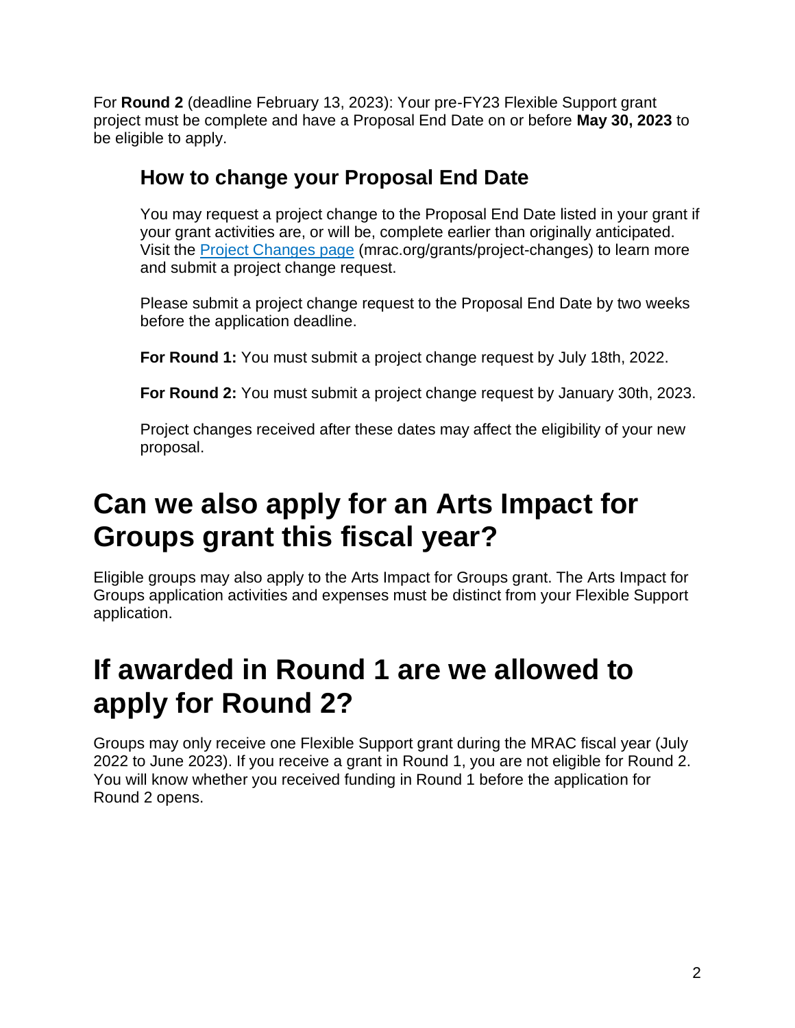For **Round 2** (deadline February 13, 2023): Your pre-FY23 Flexible Support grant project must be complete and have a Proposal End Date on or before **May 30, 2023** to be eligible to apply.

### How to change your Proposal End Date

You may request a project change to the Proposal End Date listed in your grant if your grant activities are, or will be, complete earlier than originally anticipated. Visit the [Project Changes page](mrac.org/grants/project-changes) (mrac.org/grants/project-changes) to learn more and submit a project change request.

Please submit a project change request to the Proposal End Date by two weeks before the application deadline.

**For Round 1:** You must submit a project change request by July 18th, 2022.

**For Round 2:** You must submit a project change request by January 30th, 2023.

Project changes received after these dates may affect the eligibility of your new proposal.

## Can we also apply for an Arts Impact for Groups grant this fiscal year?

Eligible groups may also apply to the Arts Impact for Groups grant. The Arts Impact for Groups application activities and expenses must be distinct from your Flexible Support application.

## If awarded in Round 1 are we allowed to apply for Round 2?

Groups may only receive one Flexible Support grant during the MRAC fiscal year (July 2022 to June 2023). If you receive a grant in Round 1, you are not eligible for Round 2. You will know whether you received funding in Round 1 before the application for Round 2 opens.